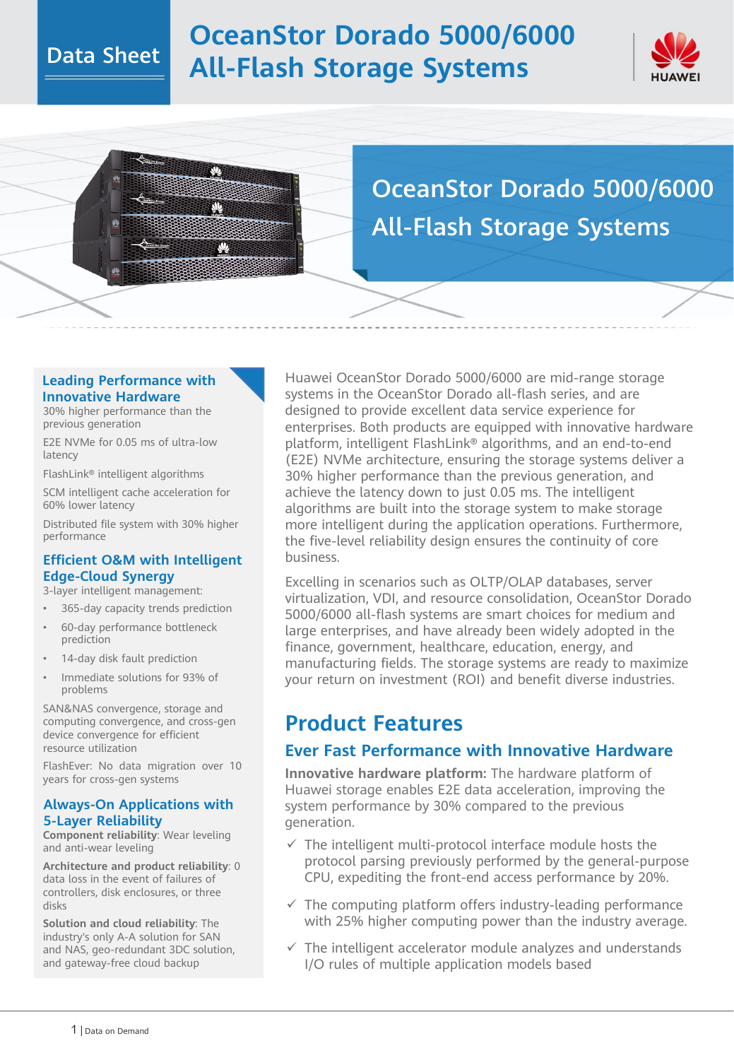# OceanStor Dorado 5000/6000 All-Flash Storage Systems

Data Sheet

## OceanStor Dorado 5000/6000 All-Flash Storage Systems

### Leading Performance with Innovative Hardware

30% higher performance than the previous generation

E2E NVMe for 0.05 ms of ultra-low latency

FlashLink® intelligent algorithms

SCM intelligent cache acceleration for 60% lower latency

Distributed file system with 30% higher performance

### Efficient O&M with Intelligent Edge-Cloud Synergy

3-layer intelligent management:

- 365-day capacity trends prediction
- 60-day performance bottleneck prediction
- 14-day disk fault prediction
- Immediate solutions for 93% of problems

SAN&NAS convergence, storage and computing convergence, and cross-gen device convergence for efficient resource utilization

FlashEver: No data migration over 10 years for cross-gen systems

### Always-On Applications with 5-Layer Reliability

**Component reliability**: Wear leveling and anti-wear leveling

**Architecture and product reliability**: 0 data loss in the event of failures of controllers, disk enclosures, or three disks

**Solution and cloud reliability**: The industry's only A-A solution for SAN and NAS, geo-redundant 3DC solution, and gateway-free cloud backup

Huawei OceanStor Dorado 5000/6000 are mid-range storage systems in the OceanStor Dorado all-flash series, and are designed to provide excellent data service experience for enterprises. Both products are equipped with innovative hardware platform, intelligent FlashLink® algorithms, and an end-to-end (E2E) NVMe architecture, ensuring the storage systems deliver a 30% higher performance than the previous generation, and achieve the latency down to just 0.05 ms. The intelligent algorithms are built into the storage system to make storage more intelligent during the application operations. Furthermore, the five-level reliability design ensures the continuity of core business.

Excelling in scenarios such as OLTP/OLAP databases, server virtualization, VDI, and resource consolidation, OceanStor Dorado 5000/6000 all-flash systems are smart choices for medium and large enterprises, and have already been widely adopted in the finance, government, healthcare, education, energy, and manufacturing fields. The storage systems are ready to maximize your return on investment (ROI) and benefit diverse industries.

## Product Features

### Ever Fast Performance with Innovative Hardware

**Innovative hardware platform:** The hardware platform of Huawei storage enables E2E data acceleration, improving the system performance by 30% compared to the previous generation.

- ✓ The intelligent multi-protocol interface module hosts the protocol parsing previously performed by the general-purpose CPU, expediting the front-end access performance by 20%.
- ✓ The computing platform offers industry-leading performance with 25% higher computing power than the industry average.
- ✓ The intelligent accelerator module analyzes and understands I/O rules of multiple application models based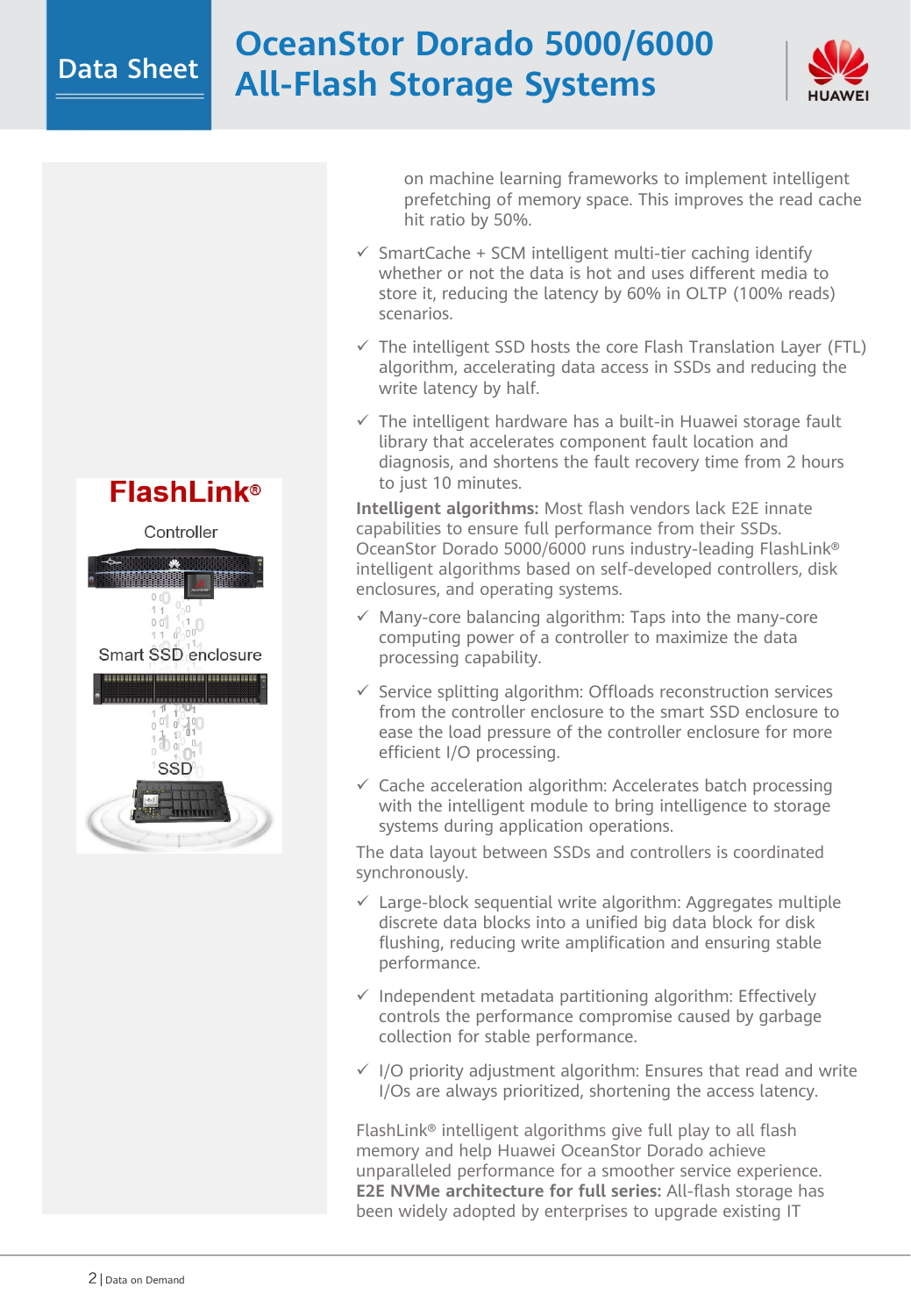on machine learning frameworks to implement intelligent prefetching of memory space. This improves the read cache hit ratio by 50%.

- ✓ SmartCache + SCM intelligent multi-tier caching identify whether or not the data is hot and uses different media to store it, reducing the latency by 60% in OLTP (100% reads) scenarios.
- ✓ The intelligent SSD hosts the core Flash Translation Layer (FTL) algorithm, accelerating data access in SSDs and reducing the write latency by half.
- ✓ The intelligent hardware has a built-in Huawei storage fault library that accelerates component fault location and diagnosis, and shortens the fault recovery time from 2 hours to just 10 minutes.

**Intelligent algorithms:** Most flash vendors lack E2E innate capabilities to ensure full performance from their SSDs. OceanStor Dorado 5000/6000 runs industry-leading FlashLink® intelligent algorithms based on self-developed controllers, disk enclosures, and operating systems.

- ✓ Many-core balancing algorithm: Taps into the many-core computing power of a controller to maximize the data processing capability.
- ✓ Service splitting algorithm: Offloads reconstruction services from the controller enclosure to the smart SSD enclosure to ease the load pressure of the controller enclosure for more efficient I/O processing.
- ✓ Cache acceleration algorithm: Accelerates batch processing with the intelligent module to bring intelligence to storage systems during application operations.

The data layout between SSDs and controllers is coordinated synchronously.

- ✓ Large-block sequential write algorithm: Aggregates multiple discrete data blocks into a unified big data block for disk flushing, reducing write amplification and ensuring stable performance.
- ✓ Independent metadata partitioning algorithm: Effectively controls the performance compromise caused by garbage collection for stable performance.
- ✓ I/O priority adjustment algorithm: Ensures that read and write I/Os are always prioritized, shortening the access latency.

FlashLink® intelligent algorithms give full play to all flash memory and help Huawei OceanStor Dorado achieve unparalleled performance for a smoother service experience.

**E2E NVMe architecture for full series:** All-flash storage has been widely adopted by enterprises to upgrade existing IT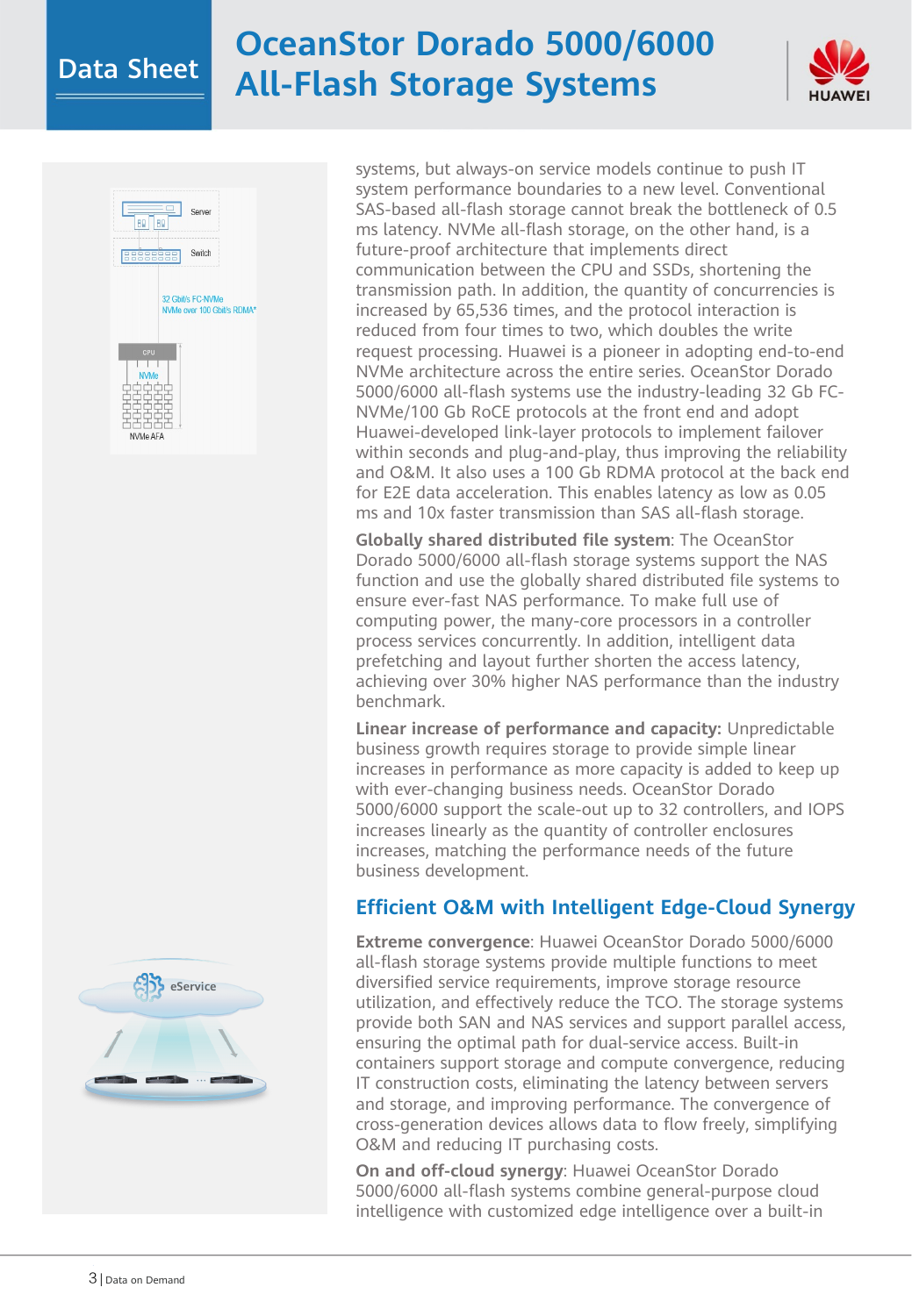systems, but always-on service models continue to push IT system performance boundaries to a new level. Conventional SAS-based all-flash storage cannot break the bottleneck of 0.5 ms latency. NVMe all-flash storage, on the other hand, is a future-proof architecture that implements direct communication between the CPU and SSDs, shortening the transmission path. In addition, the quantity of concurrencies is increased by 65,536 times, and the protocol interaction is reduced from four times to two, which doubles the write request processing. Huawei is a pioneer in adopting end-to-end NVMe architecture across the entire series. OceanStor Dorado 5000/6000 all-flash systems use the industry-leading 32 Gb FC-NVMe/100 Gb RoCE protocols at the front end and adopt Huawei-developed link-layer protocols to implement failover within seconds and plug-and-play, thus improving the reliability and O&M. It also uses a 100 Gb RDMA protocol at the back end for E2E data acceleration. This enables latency as low as 0.05 ms and 10x faster transmission than SAS all-flash storage.

**Globally shared distributed file system**: The OceanStor Dorado 5000/6000 all-flash storage systems support the NAS function and use the globally shared distributed file systems to ensure ever-fast NAS performance. To make full use of computing power, the many-core processors in a controller process services concurrently. In addition, intelligent data prefetching and layout further shorten the access latency, achieving over 30% higher NAS performance than the industry benchmark.

**Linear increase of performance and capacity:** Unpredictable business growth requires storage to provide simple linear increases in performance as more capacity is added to keep up with ever-changing business needs. OceanStor Dorado 5000/6000 support the scale-out up to 32 controllers, and IOPS increases linearly as the quantity of controller enclosures increases, matching the performance needs of the future business development.

## Efficient O&M with Intelligent Edge-Cloud Synergy

**Extreme convergence**: Huawei OceanStor Dorado 5000/6000 all-flash storage systems provide multiple functions to meet diversified service requirements, improve storage resource utilization, and effectively reduce the TCO. The storage systems provide both SAN and NAS services and support parallel access, ensuring the optimal path for dual-service access. Built-in containers support storage and compute convergence, reducing IT construction costs, eliminating the latency between servers and storage, and improving performance. The convergence of cross-generation devices allows data to flow freely, simplifying O&M and reducing IT purchasing costs.

**On and off-cloud synergy**: Huawei OceanStor Dorado 5000/6000 all-flash systems combine general-purpose cloud intelligence with customized edge intelligence over a built-in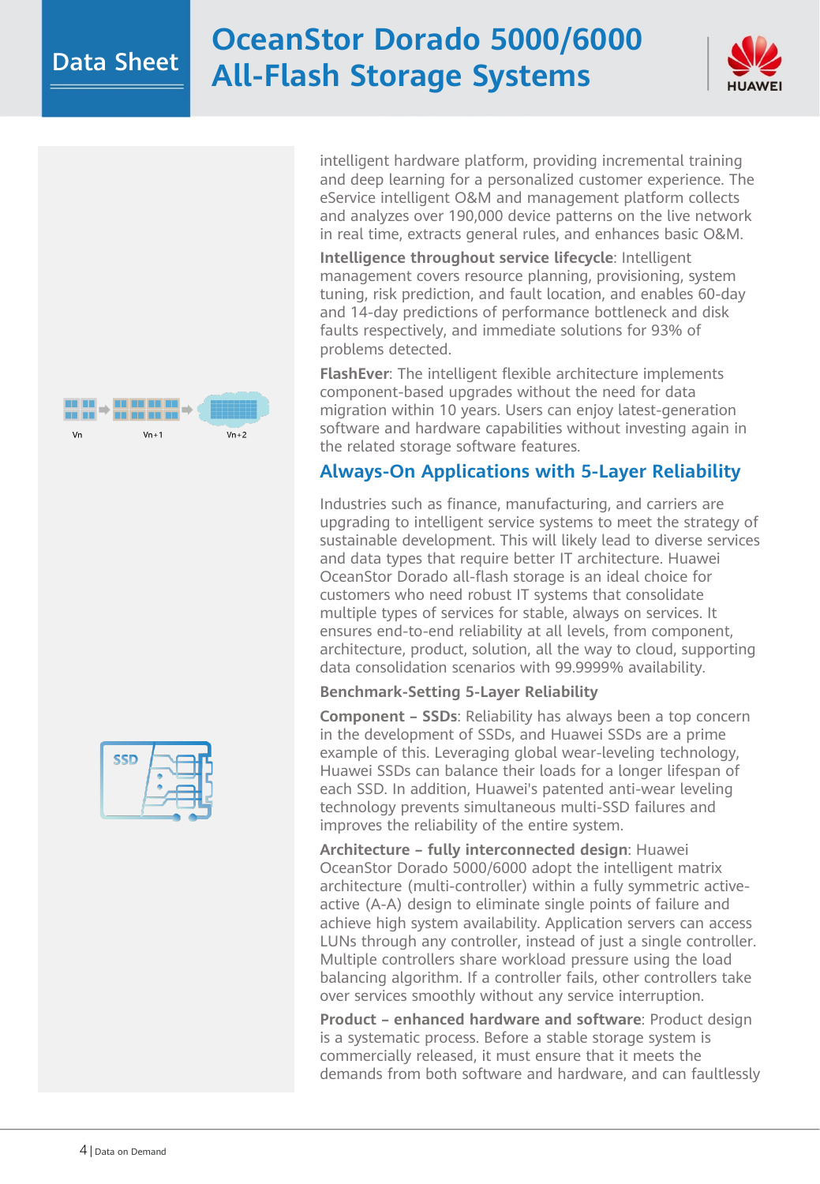intelligent hardware platform, providing incremental training and deep learning for a personalized customer experience. The eService intelligent O&M and management platform collects and analyzes over 190,000 device patterns on the live network in real time, extracts general rules, and enhances basic O&M.

**Intelligence throughout service lifecycle**: Intelligent management covers resource planning, provisioning, system tuning, risk prediction, and fault location, and enables 60-day and 14-day predictions of performance bottleneck and disk faults respectively, and immediate solutions for 93% of problems detected.

**FlashEver**: The intelligent flexible architecture implements component-based upgrades without the need for data migration within 10 years. Users can enjoy latest-generation software and hardware capabilities without investing again in the related storage software features.

## Always-On Applications with 5-Layer Reliability

Industries such as finance, manufacturing, and carriers are upgrading to intelligent service systems to meet the strategy of sustainable development. This will likely lead to diverse services and data types that require better IT architecture. Huawei OceanStor Dorado all-flash storage is an ideal choice for customers who need robust IT systems that consolidate multiple types of services for stable, always on services. It ensures end-to-end reliability at all levels, from component, architecture, product, solution, all the way to cloud, supporting data consolidation scenarios with 99.9999% availability.

### Benchmark-Setting 5-Layer Reliability

**Component – SSDs**: Reliability has always been a top concern in the development of SSDs, and Huawei SSDs are a prime example of this. Leveraging global wear-leveling technology, Huawei SSDs can balance their loads for a longer lifespan of each SSD. In addition, Huawei's patented anti-wear leveling technology prevents simultaneous multi-SSD failures and improves the reliability of the entire system.

**Architecture – fully interconnected design**: Huawei OceanStor Dorado 5000/6000 adopt the intelligent matrix architecture (multi-controller) within a fully symmetric active-active (A-A) design to eliminate single points of failure and achieve high system availability. Application servers can access LUNs through any controller, instead of just a single controller. Multiple controllers share workload pressure using the load balancing algorithm. If a controller fails, other controllers take over services smoothly without any service interruption.

**Product – enhanced hardware and software**: Product design is a systematic process. Before a stable storage system is commercially released, it must ensure that it meets the demands from both software and hardware, and can faultlessly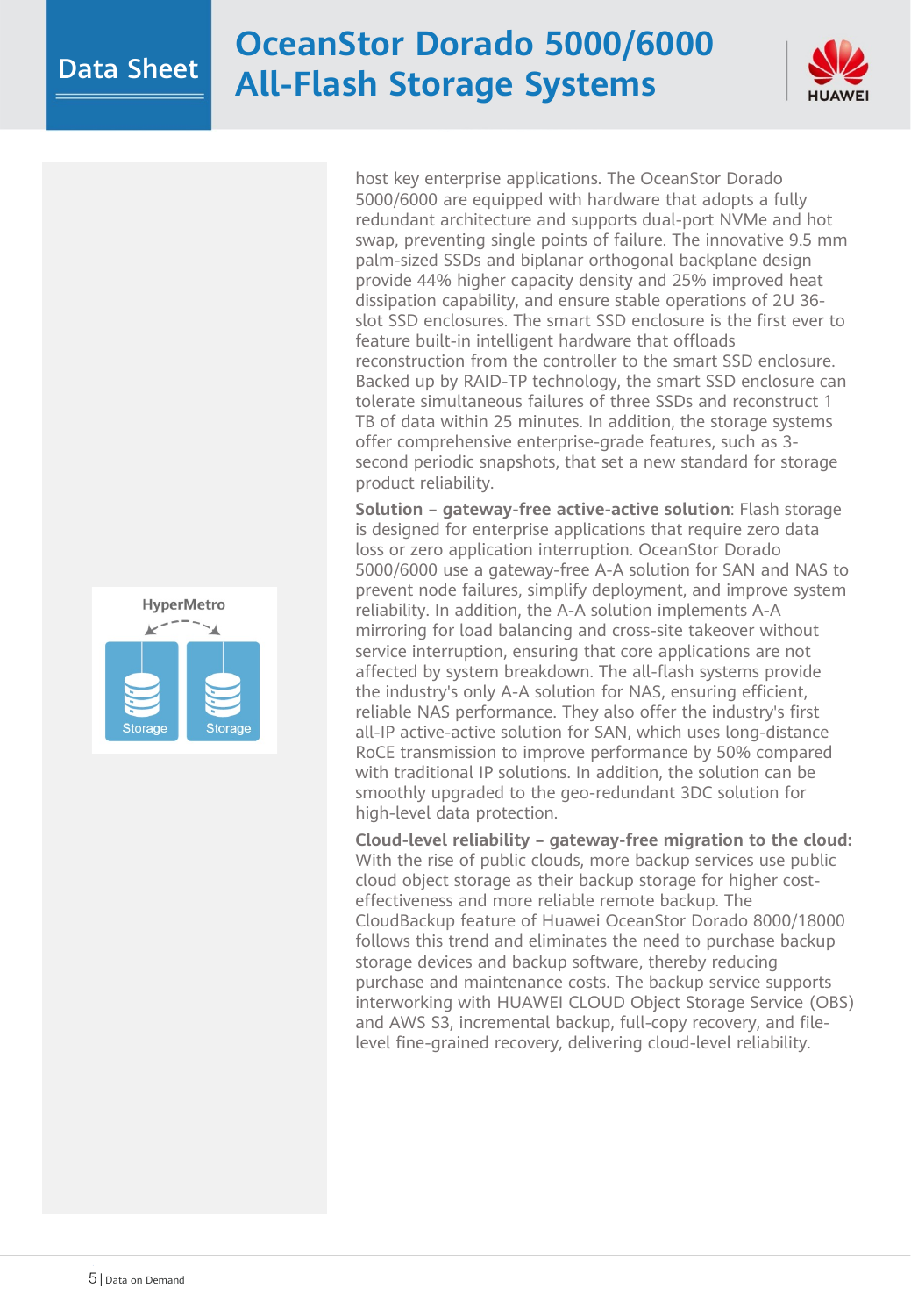host key enterprise applications. The OceanStor Dorado 5000/6000 are equipped with hardware that adopts a fully redundant architecture and supports dual-port NVMe and hot swap, preventing single points of failure. The innovative 9.5 mm palm-sized SSDs and biplanar orthogonal backplane design provide 44% higher capacity density and 25% improved heat dissipation capability, and ensure stable operations of 2U 36-slot SSD enclosures. The smart SSD enclosure is the first ever to feature built-in intelligent hardware that offloads reconstruction from the controller to the smart SSD enclosure. Backed up by RAID-TP technology, the smart SSD enclosure can tolerate simultaneous failures of three SSDs and reconstruct 1 TB of data within 25 minutes. In addition, the storage systems offer comprehensive enterprise-grade features, such as 3-second periodic snapshots, that set a new standard for storage product reliability.

HyperMetro

Storage | Storage

**Solution – gateway-free active-active solution**: Flash storage is designed for enterprise applications that require zero data loss or zero application interruption. OceanStor Dorado 5000/6000 use a gateway-free A-A solution for SAN and NAS to prevent node failures, simplify deployment, and improve system reliability. In addition, the A-A solution implements A-A mirroring for load balancing and cross-site takeover without service interruption, ensuring that core applications are not affected by system breakdown. The all-flash systems provide the industry's only A-A solution for NAS, ensuring efficient, reliable NAS performance. They also offer the industry's first all-IP active-active solution for SAN, which uses long-distance RoCE transmission to improve performance by 50% compared with traditional IP solutions. In addition, the solution can be smoothly upgraded to the geo-redundant 3DC solution for high-level data protection.

**Cloud-level reliability – gateway-free migration to the cloud:** With the rise of public clouds, more backup services use public cloud object storage as their backup storage for higher cost-effectiveness and more reliable remote backup. The CloudBackup feature of Huawei OceanStor Dorado 8000/18000 follows this trend and eliminates the need to purchase backup storage devices and backup software, thereby reducing purchase and maintenance costs. The backup service supports interworking with HUAWEI CLOUD Object Storage Service (OBS) and AWS S3, incremental backup, full-copy recovery, and file-level fine-grained recovery, delivering cloud-level reliability.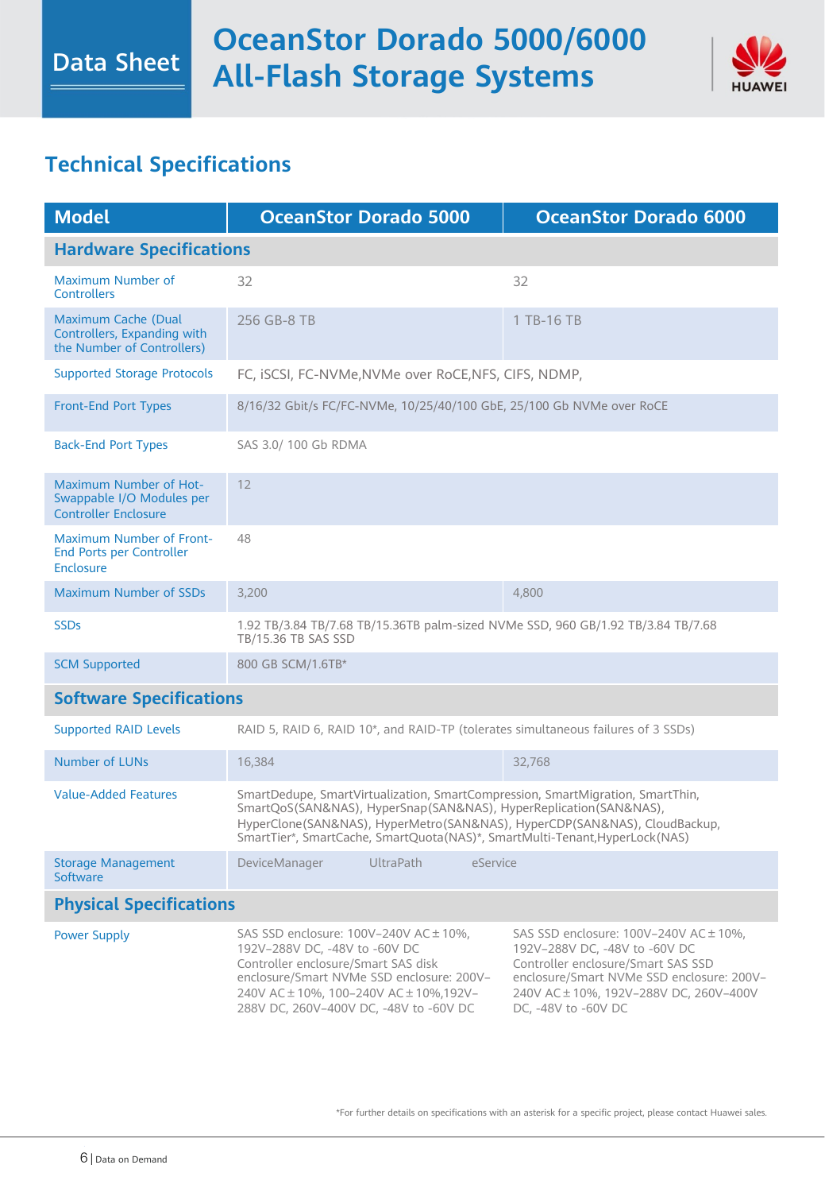# OceanStor Dorado 5000/6000 All-Flash Storage Systems

## Technical Specifications

| Model | OceanStor Dorado 5000 | OceanStor Dorado 6000 |
|---|---|---|
| **Hardware Specifications** | | |
| Maximum Number of Controllers | 32 | 32 |
| Maximum Cache (Dual Controllers, Expanding with the Number of Controllers) | 256 GB-8 TB | 1 TB-16 TB |
| Supported Storage Protocols | FC, iSCSI, FC-NVMe,NVMe over RoCE,NFS, CIFS, NDMP, | |
| Front-End Port Types | 8/16/32 Gbit/s FC/FC-NVMe, 10/25/40/100 GbE, 25/100 Gb NVMe over RoCE | |
| Back-End Port Types | SAS 3.0/ 100 Gb RDMA | |
| Maximum Number of Hot-Swappable I/O Modules per Controller Enclosure | 12 | |
| Maximum Number of Front-End Ports per Controller Enclosure | 48 | |
| Maximum Number of SSDs | 3,200 | 4,800 |
| SSDs | 1.92 TB/3.84 TB/7.68 TB/15.36TB palm-sized NVMe SSD, 960 GB/1.92 TB/3.84 TB/7.68 TB/15.36 TB SAS SSD | |
| SCM Supported | 800 GB SCM/1.6TB* | |
| **Software Specifications** | | |
| Supported RAID Levels | RAID 5, RAID 6, RAID 10*, and RAID-TP (tolerates simultaneous failures of 3 SSDs) | |
| Number of LUNs | 16,384 | 32,768 |
| Value-Added Features | SmartDedupe, SmartVirtualization, SmartCompression, SmartMigration, SmartThin, SmartQoS(SAN&NAS), HyperSnap(SAN&NAS), HyperReplication(SAN&NAS), HyperClone(SAN&NAS), HyperMetro(SAN&NAS), HyperCDP(SAN&NAS), CloudBackup, SmartTier*, SmartCache, SmartQuota(NAS)*, SmartMulti-Tenant,HyperLock(NAS) | |
| Storage Management Software | DeviceManager UltraPath eService | |
| **Physical Specifications** | | |
| Power Supply | SAS SSD enclosure: 100V–240V AC±10%, 192V–288V DC, -48V to -60V DC<br>Controller enclosure/Smart SAS disk enclosure/Smart NVMe SSD enclosure: 200V–240V AC±10%, 100–240V AC±10%,192V–288V DC, 260V–400V DC, -48V to -60V DC | SAS SSD enclosure: 100V–240V AC±10%, 192V–288V DC, -48V to -60V DC<br>Controller enclosure/Smart SAS SSD enclosure/Smart NVMe SSD enclosure: 200V–240V AC±10%, 192V–288V DC, 260V–400V DC, -48V to -60V DC |

*For further details on specifications with an asterisk for a specific project, please contact Huawei sales.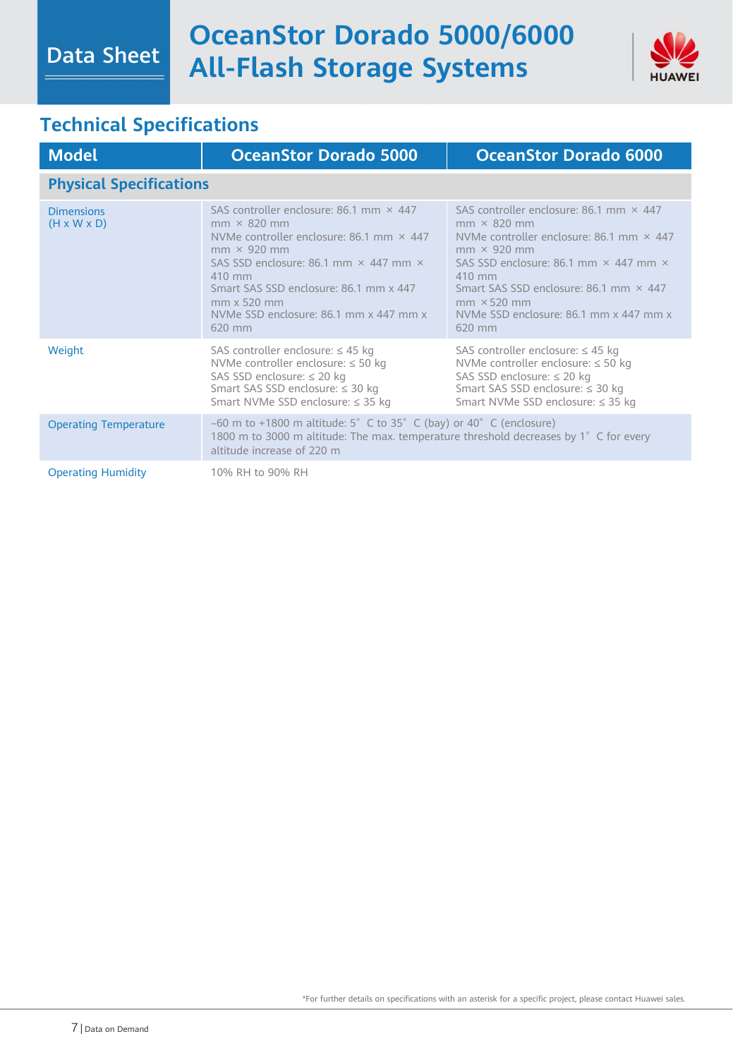# OceanStor Dorado 5000/6000 All-Flash Storage Systems

## Technical Specifications

| Model | OceanStor Dorado 5000 | OceanStor Dorado 6000 |
|---|---|---|
| **Physical Specifications** | | |
| Dimensions (H x W x D) | SAS controller enclosure: 86.1 mm × 447 mm × 820 mm<br>NVMe controller enclosure: 86.1 mm × 447 mm × 920 mm<br>SAS SSD enclosure: 86.1 mm × 447 mm × 410 mm<br>Smart SAS SSD enclosure: 86.1 mm x 447 mm x 520 mm<br>NVMe SSD enclosure: 86.1 mm x 447 mm x 620 mm | SAS controller enclosure: 86.1 mm × 447 mm × 820 mm<br>NVMe controller enclosure: 86.1 mm × 447 mm × 920 mm<br>SAS SSD enclosure: 86.1 mm × 447 mm × 410 mm<br>Smart SAS SSD enclosure: 86.1 mm × 447 mm ×520 mm<br>NVMe SSD enclosure: 86.1 mm x 447 mm x 620 mm |
| Weight | SAS controller enclosure: ≤ 45 kg<br>NVMe controller enclosure: ≤ 50 kg<br>SAS SSD enclosure: ≤ 20 kg<br>Smart SAS enclosure: ≤ 30 kg<br>Smart NVMe SSD enclosure: ≤ 35 kg | SAS controller enclosure: ≤ 45 kg<br>NVMe controller enclosure: ≤ 50 kg<br>SAS SSD enclosure: ≤ 20 kg<br>Smart SAS SSD enclosure: ≤ 30 kg<br>Smart NVMe SSD enclosure: ≤ 35 kg |
| Operating Temperature | –60 m to +1800 m altitude: 5° C to 35° C (bay) or 40° C (enclosure)<br>1800 m to 3000 m altitude: The max. temperature threshold decreases by 1° C for every altitude increase of 220 m | |
| Operating Humidity | 10% RH to 90% RH | |

*For further details on specifications with an asterisk for a specific project, please contact Huawei sales.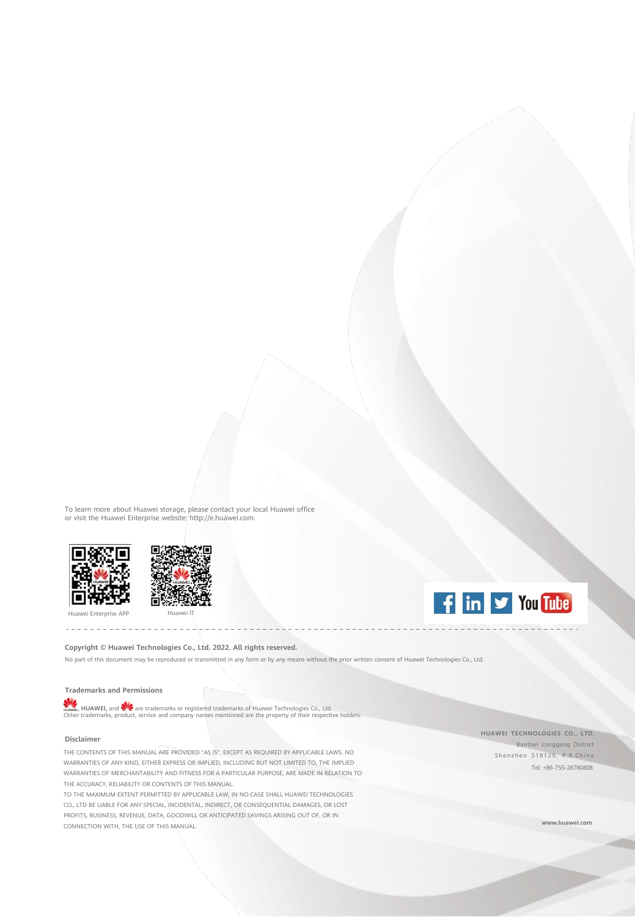To learn more about Huawei storage, please contact your local Huawei office or visit the Huawei Enterprise website: http://e.huawei.com.

Huawei Enterprise APP

Huawei IT

**Copyright © Huawei Technologies Co., Ltd. 2022. All rights reserved.**

No part of this document may be reproduced or transmitted in any form or by any means without the prior written consent of Huawei Technologies Co., Ltd.

### Trademarks and Permissions

**HUAWEI**, and are trademarks or registered trademarks of Huawei Technologies Co., Ltd.
Other trademarks, product, service and company names mentioned are the property of their respective holders.

### Disclaimer

THE CONTENTS OF THIS MANUAL ARE PROVIDED "AS IS". EXCEPT AS REQUIRED BY APPLICABLE LAWS, NO WARRANTIES OF ANY KIND, EITHER EXPRESS OR IMPLIED, INCLUDING BUT NOT LIMITED TO, THE IMPLIED WARRANTIES OF MERCHANTABILITY AND FITNESS FOR A PARTICULAR PURPOSE, ARE MADE IN RELATION TO THE ACCURACY, RELIABILITY OR CONTENTS OF THIS MANUAL.
TO THE MAXIMUM EXTENT PERMITTED BY APPLICABLE LAW, IN NO CASE SHALL HUAWEI TECHNOLOGIES CO., LTD BE LIABLE FOR ANY SPECIAL, INCIDENTAL, INDIRECT, OR CONSEQUENTIAL DAMAGES, OR LOST PROFITS, BUSINESS, REVENUE, DATA, GOODWILL OR ANTICIPATED SAVINGS ARISING OUT OF, OR IN CONNECTION WITH, THE USE OF THIS MANUAL.

**HUAWEI TECHNOLOGIES CO., LTD.**
Bantian Longgang District
Shenzhen 518129, P.R.China
Tel: +86-755-28780808

**www.huawei.com**